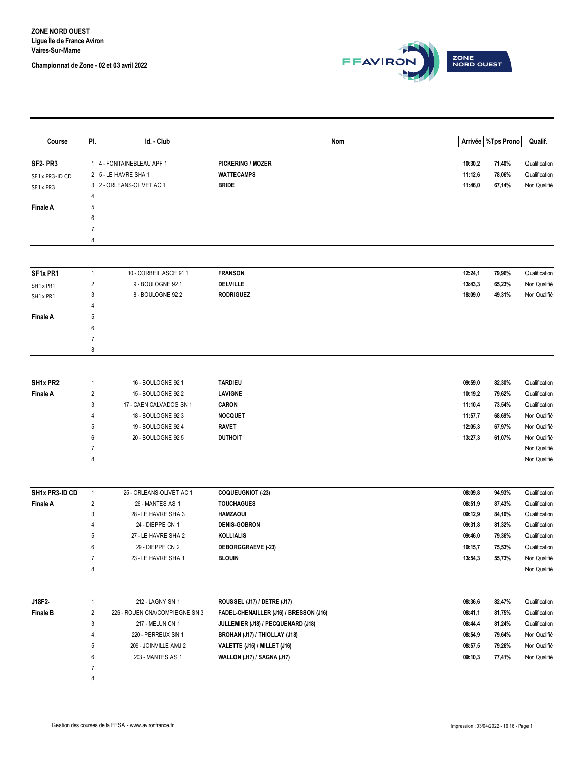**ZONE NORD OUEST**
**Ligue Île de France Aviron**
**Vaires-Sur-Marne**

**Championnat de Zone - 02 et 03 avril 2022**

FFAVIRON ZONE NORD OUEST

| Course | Pl. | Id. - Club | Nom | Arrivée | %Tps Prono | Qualif. |
|---|---|---|---|---|---|---|
| **SF2- PR3** | 1 | 4 - FONTAINEBLEAU APF 1 | **PICKERING / MOZER** | **10:30,2** | **71,40%** | Qualification |
| SF1x PR3-ID CD | 2 | 5 - LE HAVRE SHA 1 | **WATTECAMPS** | **11:12,6** | **78,06%** | Qualification |
| SF1x PR3 | 3 | 2 - ORLEANS-OLIVET AC 1 | **BRIDE** | **11:46,0** | **67,14%** | Non Qualifié |
| | 4 | | | | | |
| **Finale A** | 5 | | | | | |
| | 6 | | | | | |
| | 7 | | | | | |
| | 8 | | | | | |

| Course | Pl. | Id. - Club | Nom | Arrivée | %Tps Prono | Qualif. |
|---|---|---|---|---|---|---|
| **SF1x PR1** | 1 | 10 - CORBEIL ASCE 91 1 | **FRANSON** | **12:24,1** | **79,96%** | Qualification |
| SH1x PR1 | 2 | 9 - BOULOGNE 92 1 | **DELVILLE** | **13:43,3** | **65,23%** | Non Qualifié |
| SH1x PR1 | 3 | 8 - BOULOGNE 92 2 | **RODRIGUEZ** | **18:09,0** | **49,31%** | Non Qualifié |
| | 4 | | | | | |
| **Finale A** | 5 | | | | | |
| | 6 | | | | | |
| | 7 | | | | | |
| | 8 | | | | | |

| Course | Pl. | Id. - Club | Nom | Arrivée | %Tps Prono | Qualif. |
|---|---|---|---|---|---|---|
| **SH1x PR2** | 1 | 16 - BOULOGNE 92 1 | **TARDIEU** | **09:59,0** | **82,30%** | Qualification |
| **Finale A** | 2 | 15 - BOULOGNE 92 2 | **LAVIGNE** | **10:19,2** | **79,62%** | Qualification |
| | 3 | 17 - CAEN CALVADOS SN 1 | **CARON** | **11:10,4** | **73,54%** | Qualification |
| | 4 | 18 - BOULOGNE 92 3 | **NOCQUET** | **11:57,7** | **68,69%** | Non Qualifié |
| | 5 | 19 - BOULOGNE 92 4 | **RAVET** | **12:05,3** | **67,97%** | Non Qualifié |
| | 6 | 20 - BOULOGNE 92 5 | **DUTHOIT** | **13:27,3** | **61,07%** | Non Qualifié |
| | 7 | | | | | Non Qualifié |
| | 8 | | | | | Non Qualifié |

| Course | Pl. | Id. - Club | Nom | Arrivée | %Tps Prono | Qualif. |
|---|---|---|---|---|---|---|
| **SH1x PR3-ID CD** | 1 | 25 - ORLEANS-OLIVET AC 1 | **COQUEUGNIOT (-23)** | **08:09,8** | **94,93%** | Qualification |
| **Finale A** | 2 | 26 - MANTES AS 1 | **TOUCHAGUES** | **08:51,9** | **87,43%** | Qualification |
| | 3 | 28 - LE HAVRE SHA 3 | **HAMZAOUI** | **09:12,9** | **84,10%** | Qualification |
| | 4 | 24 - DIEPPE CN 1 | **DENIS-GOBRON** | **09:31,8** | **81,32%** | Qualification |
| | 5 | 27 - LE HAVRE SHA 2 | **KOLLIALIS** | **09:46,0** | **79,36%** | Qualification |
| | 6 | 29 - DIEPPE CN 2 | **DEBORGGRAEVE (-23)** | **10:15,7** | **75,53%** | Qualification |
| | 7 | 23 - LE HAVRE SHA 1 | **BLOUIN** | **13:54,3** | **55,73%** | Non Qualifié |
| | 8 | | | | | Non Qualifié |

| Course | Pl. | Id. - Club | Nom | Arrivée | %Tps Prono | Qualif. |
|---|---|---|---|---|---|---|
| **J18F2-** | 1 | 212 - LAGNY SN 1 | **ROUSSEL (J17) / DETRE (J17)** | **08:36,6** | **82,47%** | Qualification |
| **Finale B** | 2 | 226 - ROUEN CNA/COMPIEGNE SN 3 | **FADEL-CHENAILLER (J16) / BRESSON (J16)** | **08:41,1** | **81,75%** | Qualification |
| | 3 | 217 - MELUN CN 1 | **JULLEMIER (J18) / PECQUENARD (J18)** | **08:44,4** | **81,24%** | Qualification |
| | 4 | 220 - PERREUX SN 1 | **BROHAN (J17) / THIOLLAY (J18)** | **08:54,9** | **79,64%** | Non Qualifié |
| | 5 | 209 - JOINVILLE AMJ 2 | **VALETTE (J15) / MILLET (J16)** | **08:57,5** | **79,26%** | Non Qualifié |
| | 6 | 203 - MANTES AS 1 | **WALLON (J17) / SAGNA (J17)** | **09:10,3** | **77,41%** | Non Qualifié |
| | 7 | | | | | |
| | 8 | | | | | |

Gestion des courses de la FFSA - www.avironfrance.fr

Impression : 03/04/2022 - 16:16 - Page 1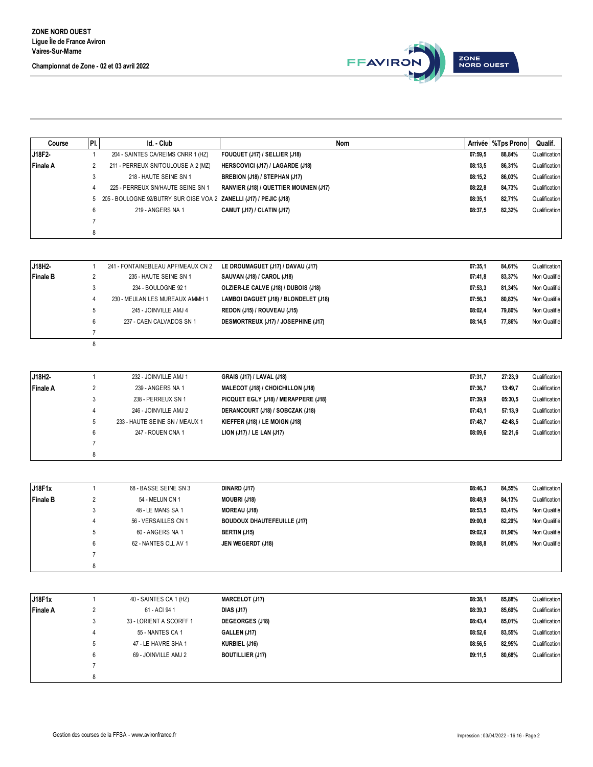**ZONE NORD OUEST**
**Ligue Île de France Aviron**
**Vaires-Sur-Marne**

**Championnat de Zone - 02 et 03 avril 2022**

| Course | Pl. | Id. - Club | Nom | Arrivée | %Tps Prono | Qualif. |
|---|---|---|---|---|---|---|
| **J18F2-** | 1 | 204 - SAINTES CA/REIMS CNRR 1 (HZ) | **FOUQUET (J17) / SELLIER (J18)** | **07:59,5** | **88,84%** | Qualification |
| **Finale A** | 2 | 211 - PERREUX SN/TOULOUSE A 2 (MZ) | **HERSCOVICI (J17) / LAGARDE (J18)** | **08:13,5** | **86,31%** | Qualification |
| | 3 | 218 - HAUTE SEINE SN 1 | **BREBION (J18) / STEPHAN (J17)** | **08:15,2** | **86,03%** | Qualification |
| | 4 | 225 - PERREUX SN/HAUTE SEINE SN 1 | **RANVIER (J18) / QUETTIER MOUNIEN (J17)** | **08:22,8** | **84,73%** | Qualification |
| | 5 | 205 - BOULOGNE 92/BUTRY SUR OISE VOA 2 | **ZANELLI (J17) / PEJIC (J18)** | **08:35,1** | **82,71%** | Qualification |
| | 6 | 219 - ANGERS NA 1 | **CAMUT (J17) / CLATIN (J17)** | **08:37,5** | **82,32%** | Qualification |
| | 7 | | | | | |
| | 8 | | | | | |

| | | | | | | |
|---|---|---|---|---|---|---|
| **J18H2-** | 1 | 241 - FONTAINEBLEAU APF/MEAUX CN 2 | **LE DROUMAGUET (J17) / DAVAU (J17)** | **07:35,1** | **84,61%** | Qualification |
| **Finale B** | 2 | 235 - HAUTE SEINE SN 1 | **SAUVAN (J18) / CAROL (J18)** | **07:41,8** | **83,37%** | Non Qualifié |
| | 3 | 234 - BOULOGNE 92 1 | **OLZIER-LE CALVE (J18) / DUBOIS (J18)** | **07:53,3** | **81,34%** | Non Qualifié |
| | 4 | 230 - MEULAN LES MUREAUX AMMH 1 | **LAMBOI DAGUET (J18) / BLONDELET (J18)** | **07:56,3** | **80,83%** | Non Qualifié |
| | 5 | 245 - JOINVILLE AMJ 4 | **REDON (J15) / ROUVEAU (J15)** | **08:02,4** | **79,80%** | Non Qualifié |
| | 6 | 237 - CAEN CALVADOS SN 1 | **DESMORTREUX (J17) / JOSEPHINE (J17)** | **08:14,5** | **77,86%** | Non Qualifié |
| | 7 | | | | | |
| | 8 | | | | | |

| | | | | | | |
|---|---|---|---|---|---|---|
| **J18H2-** | 1 | 232 - JOINVILLE AMJ 1 | **GRAIS (J17) / LAVAL (J18)** | **07:31,7** | **27:23,9** | Qualification |
| **Finale A** | 2 | 239 - ANGERS NA 1 | **MALECOT (J18) / CHOICHILLON (J18)** | **07:36,7** | **13:49,7** | Qualification |
| | 3 | 238 - PERREUX SN 1 | **PICQUET EGLY (J18) / MERAPPERE (J18)** | **07:39,9** | **05:30,5** | Qualification |
| | 4 | 246 - JOINVILLE AMJ 2 | **DERANCOURT (J18) / SOBCZAK (J18)** | **07:43,1** | **57:13,9** | Qualification |
| | 5 | 233 - HAUTE SEINE SN / MEAUX 1 | **KIEFFER (J18) / LE MOIGN (J18)** | **07:48,7** | **42:48,5** | Qualification |
| | 6 | 247 - ROUEN CNA 1 | **LION (J17) / LE LAN (J17)** | **08:09,6** | **52:21,6** | Qualification |
| | 7 | | | | | |
| | 8 | | | | | |

| | | | | | | |
|---|---|---|---|---|---|---|
| **J18F1x** | 1 | 68 - BASSE SEINE SN 3 | **DINARD (J17)** | **08:46,3** | **84,55%** | Qualification |
| **Finale B** | 2 | 54 - MELUN CN 1 | **MOUBRI (J18)** | **08:48,9** | **84,13%** | Qualification |
| | 3 | 48 - LE MANS SA 1 | **MOREAU (J18)** | **08:53,5** | **83,41%** | Non Qualifié |
| | 4 | 56 - VERSAILLES CN 1 | **BOUDOUX DHAUTEFEUILLE (J17)** | **09:00,8** | **82,29%** | Non Qualifié |
| | 5 | 60 - ANGERS NA 1 | **BERTIN (J15)** | **09:02,9** | **81,96%** | Non Qualifié |
| | 6 | 62 - NANTES CLL AV 1 | **JEN WEGERDT (J18)** | **09:08,8** | **81,08%** | Non Qualifié |
| | 7 | | | | | |
| | 8 | | | | | |

| | | | | | | |
|---|---|---|---|---|---|---|
| **J18F1x** | 1 | 40 - SAINTES CA 1 (HZ) | **MARCELOT (J17)** | **08:38,1** | **85,88%** | Qualification |
| **Finale A** | 2 | 61 - ACI 94 1 | **DIAS (J17)** | **08:39,3** | **85,69%** | Qualification |
| | 3 | 33 - LORIENT A SCORFF 1 | **DEGEORGES (J18)** | **08:43,4** | **85,01%** | Qualification |
| | 4 | 55 - NANTES CA 1 | **GALLEN (J17)** | **08:52,6** | **83,55%** | Qualification |
| | 5 | 47 - LE HAVRE SHA 1 | **KURBIEL (J16)** | **08:56,5** | **82,95%** | Qualification |
| | 6 | 69 - JOINVILLE AMJ 2 | **BOUTILLIER (J17)** | **09:11,5** | **80,68%** | Qualification |
| | 7 | | | | | |
| | 8 | | | | | |

Gestion des courses de la FFSA - www.avironfrance.fr

Impression : 03/04/2022 - 16:16 - Page 2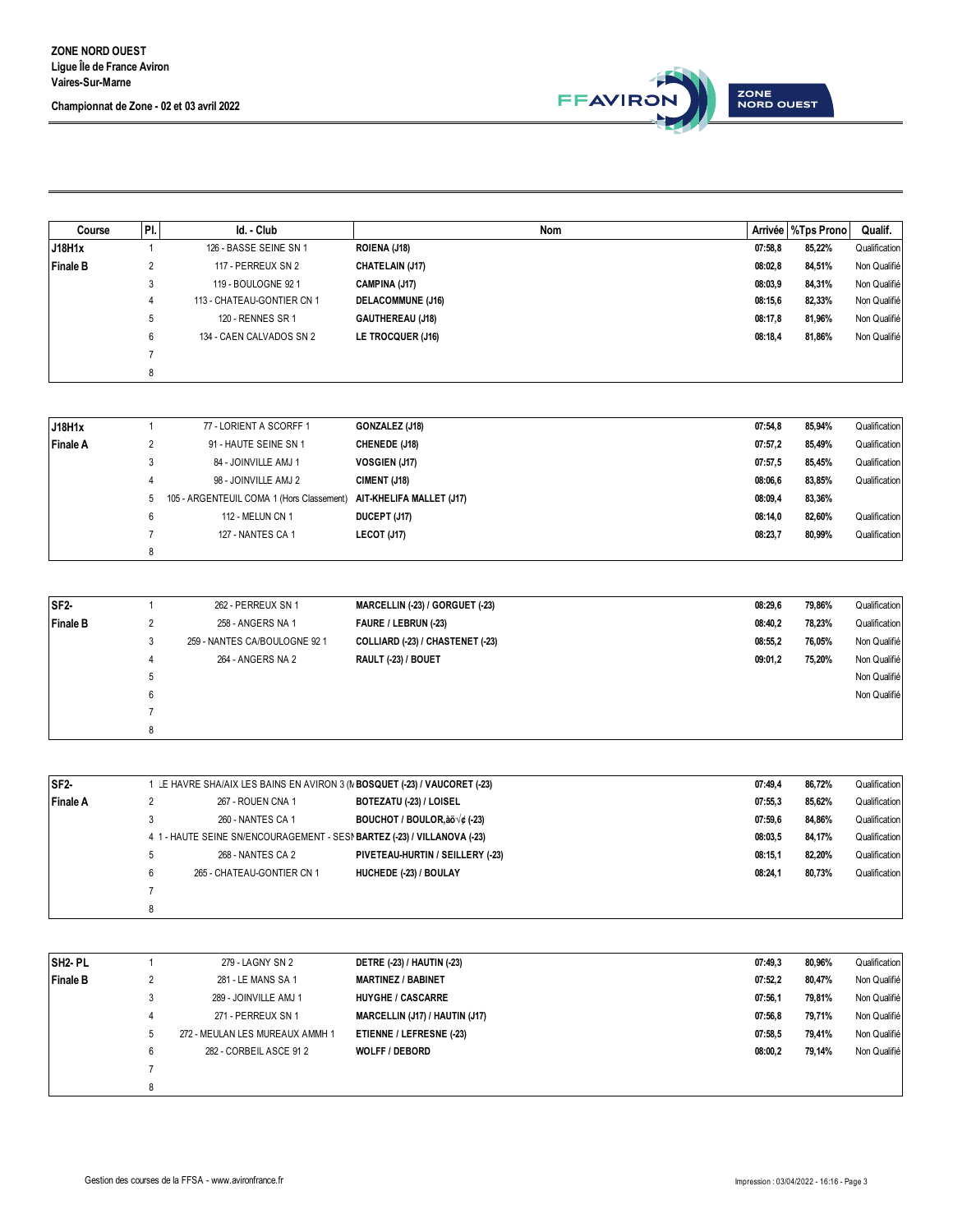**ZONE NORD OUEST**
**Ligue Île de France Aviron**
**Vaires-Sur-Marne**

**Championnat de Zone - 02 et 03 avril 2022**

| Course | Pl. | Id. - Club | Nom | Arrivée | %Tps Prono | Qualif. |
|---|---|---|---|---|---|---|
| **J18H1x** | 1 | 126 - BASSE SEINE SN 1 | **ROIENA (J18)** | **07:58,8** | **85,22%** | Qualification |
| **Finale B** | 2 | 117 - PERREUX SN 2 | **CHATELAIN (J17)** | **08:02,8** | **84,51%** | Non Qualifié |
| | 3 | 119 - BOULOGNE 92 1 | **CAMPINA (J17)** | **08:03,9** | **84,31%** | Non Qualifié |
| | 4 | 113 - CHATEAU-GONTIER CN 1 | **DELACOMMUNE (J16)** | **08:15,6** | **82,33%** | Non Qualifié |
| | 5 | 120 - RENNES SR 1 | **GAUTHEREAU (J18)** | **08:17,8** | **81,96%** | Non Qualifié |
| | 6 | 134 - CAEN CALVADOS SN 2 | **LE TROCQUER (J16)** | **08:18,4** | **81,86%** | Non Qualifié |
| | 7 | | | | | |
| | 8 | | | | | |

| | | | | | | |
|---|---|---|---|---|---|---|
| **J18H1x** | 1 | 77 - LORIENT A SCORFF 1 | **GONZALEZ (J18)** | **07:54,8** | **85,94%** | Qualification |
| **Finale A** | 2 | 91 - HAUTE SEINE SN 1 | **CHENEDE (J18)** | **07:57,2** | **85,49%** | Qualification |
| | 3 | 84 - JOINVILLE AMJ 1 | **VOSGIEN (J17)** | **07:57,5** | **85,45%** | Qualification |
| | 4 | 98 - JOINVILLE AMJ 2 | **CIMENT (J18)** | **08:06,6** | **83,85%** | Qualification |
| | 5 | 105 - ARGENTEUIL COMA 1 (Hors Classement) | **AIT-KHELIFA MALLET (J17)** | **08:09,4** | **83,36%** | |
| | 6 | 112 - MELUN CN 1 | **DUCEPT (J17)** | **08:14,0** | **82,60%** | Qualification |
| | 7 | 127 - NANTES CA 1 | **LECOT (J17)** | **08:23,7** | **80,99%** | Qualification |
| | 8 | | | | | |

| | | | | | | |
|---|---|---|---|---|---|---|
| **SF2-** | 1 | 262 - PERREUX SN 1 | **MARCELLIN (-23) / GORGUET (-23)** | **08:29,6** | **79,86%** | Qualification |
| **Finale B** | 2 | 258 - ANGERS NA 1 | **FAURE / LEBRUN (-23)** | **08:40,2** | **78,23%** | Qualification |
| | 3 | 259 - NANTES CA/BOULOGNE 92 1 | **COLLIARD (-23) / CHASTENET (-23)** | **08:55,2** | **76,05%** | Non Qualifié |
| | 4 | 264 - ANGERS NA 2 | **RAULT (-23) / BOUET** | **09:01,2** | **75,20%** | Non Qualifié |
| | 5 | | | | | Non Qualifié |
| | 6 | | | | | Non Qualifié |
| | 7 | | | | | |
| | 8 | | | | | |

| | | | | | | |
|---|---|---|---|---|---|---|
| **SF2-** | 1 | LE HAVRE SHA/AIX LES BAINS EN AVIRON 3 (M | **BOSQUET (-23) / VAUCORET (-23)** | **07:49,4** | **86,72%** | Qualification |
| **Finale A** | 2 | 267 - ROUEN CNA 1 | **BOTEZATU (-23) / LOISEL** | **07:55,3** | **85,62%** | Qualification |
| | 3 | 260 - NANTES CA 1 | **BOUCHOT / BOULOR‚àö√¢ (-23)** | **07:59,6** | **84,86%** | Qualification |
| | 4 | 1 - HAUTE SEINE SN/ENCOURAGEMENT - SESM | **BARTEZ (-23) / VILLANOVA (-23)** | **08:03,5** | **84,17%** | Qualification |
| | 5 | 268 - NANTES CA 2 | **PIVETEAU-HURTIN / SEILLERY (-23)** | **08:15,1** | **82,20%** | Qualification |
| | 6 | 265 - CHATEAU-GONTIER CN 1 | **HUCHEDE (-23) / BOULAY** | **08:24,1** | **80,73%** | Qualification |
| | 7 | | | | | |
| | 8 | | | | | |

| | | | | | | |
|---|---|---|---|---|---|---|
| **SH2- PL** | 1 | 279 - LAGNY SN 2 | **DETRE (-23) / HAUTIN (-23)** | **07:49,3** | **80,96%** | Qualification |
| **Finale B** | 2 | 281 - LE MANS SA 1 | **MARTINEZ / BABINET** | **07:52,2** | **80,47%** | Non Qualifié |
| | 3 | 289 - JOINVILLE AMJ 1 | **HUYGHE / CASCARRE** | **07:56,1** | **79,81%** | Non Qualifié |
| | 4 | 271 - PERREUX SN 1 | **MARCELLIN (J17) / HAUTIN (J17)** | **07:56,8** | **79,71%** | Non Qualifié |
| | 5 | 272 - MEULAN LES MUREAUX AMMH 1 | **ETIENNE / LEFRESNE (-23)** | **07:58,5** | **79,41%** | Non Qualifié |
| | 6 | 282 - CORBEIL ASCE 91 2 | **WOLFF / DEBORD** | **08:00,2** | **79,14%** | Non Qualifié |
| | 7 | | | | | |
| | 8 | | | | | |

Gestion des courses de la FFSA - www.avironfrance.fr

Impression : 03/04/2022 - 16:16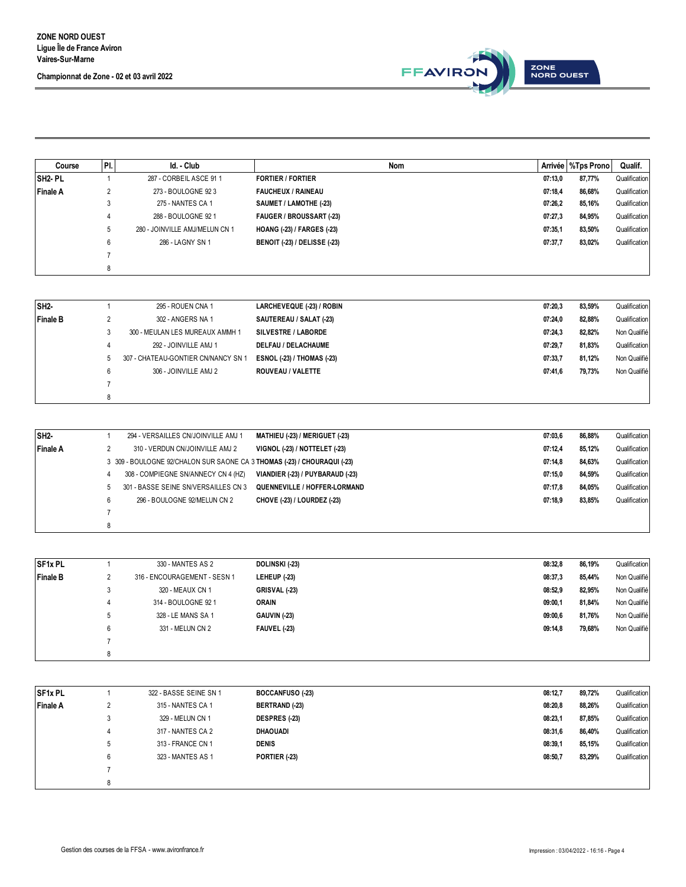**ZONE NORD OUEST**
**Ligue Île de France Aviron**
**Vaires-Sur-Marne**

**Championnat de Zone - 02 et 03 avril 2022**

| Course | Pl. | Id. - Club | Nom | Arrivée | %Tps Prono | Qualif. |
|---|---|---|---|---|---|---|
| **SH2- PL** | 1 | 287 - CORBEIL ASCE 91 1 | **FORTIER / FORTIER** | 07:13,0 | 87,77% | Qualification |
| **Finale A** | 2 | 273 - BOULOGNE 92 3 | **FAUCHEUX / RAINEAU** | 07:18,4 | 86,68% | Qualification |
| | 3 | 275 - NANTES CA 1 | **SAUMET / LAMOTHE (-23)** | 07:26,2 | 85,16% | Qualification |
| | 4 | 288 - BOULOGNE 92 1 | **FAUGER / BROUSSART (-23)** | 07:27,3 | 84,95% | Qualification |
| | 5 | 280 - JOINVILLE AMJ/MELUN CN 1 | **HOANG (-23) / FARGES (-23)** | 07:35,1 | 83,50% | Qualification |
| | 6 | 286 - LAGNY SN 1 | **BENOIT (-23) / DELISSE (-23)** | 07:37,7 | 83,02% | Qualification |
| | 7 | | | | | |
| | 8 | | | | | |

| | | | | | | |
|---|---|---|---|---|---|---|
| **SH2-** | 1 | 295 - ROUEN CNA 1 | **LARCHEVEQUE (-23) / ROBIN** | 07:20,3 | 83,59% | Qualification |
| **Finale B** | 2 | 302 - ANGERS NA 1 | **SAUTEREAU / SALAT (-23)** | 07:24,0 | 82,88% | Qualification |
| | 3 | 300 - MEULAN LES MUREAUX AMMH 1 | **SILVESTRE / LABORDE** | 07:24,3 | 82,82% | Non Qualifié |
| | 4 | 292 - JOINVILLE AMJ 1 | **DELFAU / DELACHAUME** | 07:29,7 | 81,83% | Qualification |
| | 5 | 307 - CHATEAU-GONTIER CN/NANCY SN 1 | **ESNOL (-23) / THOMAS (-23)** | 07:33,7 | 81,12% | Non Qualifié |
| | 6 | 306 - JOINVILLE AMJ 2 | **ROUVEAU / VALETTE** | 07:41,6 | 79,73% | Non Qualifié |
| | 7 | | | | | |
| | 8 | | | | | |

| | | | | | | |
|---|---|---|---|---|---|---|
| **SH2-** | 1 | 294 - VERSAILLES CN/JOINVILLE AMJ 1 | **MATHIEU (-23) / MERIGUET (-23)** | 07:03,6 | 86,88% | Qualification |
| **Finale A** | 2 | 310 - VERDUN CN/JOINVILLE AMJ 2 | **VIGNOL (-23) / NOTTELET (-23)** | 07:12,4 | 85,12% | Qualification |
| | 3 | 309 - BOULOGNE 92/CHALON SUR SAONE CA 3 | **THOMAS (-23) / CHOURAQUI (-23)** | 07:14,8 | 84,63% | Qualification |
| | 4 | 308 - COMPIEGNE SN/ANNECY CN 4 (HZ) | **VIANDIER (-23) / PUYBARAUD (-23)** | 07:15,0 | 84,59% | Qualification |
| | 5 | 301 - BASSE SEINE SN/VERSAILLES CN 3 | **QUENNEVILLE / HOFFER-LORMAND** | 07:17,8 | 84,05% | Qualification |
| | 6 | 296 - BOULOGNE 92/MELUN CN 2 | **CHOVE (-23) / LOURDEZ (-23)** | 07:18,9 | 83,85% | Qualification |
| | 7 | | | | | |
| | 8 | | | | | |

| | | | | | | |
|---|---|---|---|---|---|---|
| **SF1x PL** | 1 | 330 - MANTES AS 2 | **DOLINSKI (-23)** | 08:32,8 | 86,19% | Qualification |
| **Finale B** | 2 | 316 - ENCOURAGEMENT - SESN 1 | **LEHEUP (-23)** | 08:37,3 | 85,44% | Non Qualifié |
| | 3 | 320 - MEAUX CN 1 | **GRISVAL (-23)** | 08:52,9 | 82,95% | Non Qualifié |
| | 4 | 314 - BOULOGNE 92 1 | **ORAIN** | 09:00,1 | 81,84% | Non Qualifié |
| | 5 | 328 - LE MANS SA 1 | **GAUVIN (-23)** | 09:00,6 | 81,76% | Non Qualifié |
| | 6 | 331 - MELUN CN 2 | **FAUVEL (-23)** | 09:14,8 | 79,68% | Non Qualifié |
| | 7 | | | | | |
| | 8 | | | | | |

| | | | | | | |
|---|---|---|---|---|---|---|
| **SF1x PL** | 1 | 322 - BASSE SEINE SN 1 | **BOCCANFUSO (-23)** | 08:12,7 | 89,72% | Qualification |
| **Finale A** | 2 | 315 - NANTES CA 1 | **BERTRAND (-23)** | 08:20,8 | 88,26% | Qualification |
| | 3 | 329 - MELUN CN 1 | **DESPRES (-23)** | 08:23,1 | 87,85% | Qualification |
| | 4 | 317 - NANTES CA 2 | **DHAOUADI** | 08:31,6 | 86,40% | Qualification |
| | 5 | 313 - FRANCE CN 1 | **DENIS** | 08:39,1 | 85,15% | Qualification |
| | 6 | 323 - MANTES AS 1 | **PORTIER (-23)** | 08:50,7 | 83,29% | Qualification |
| | 7 | | | | | |
| | 8 | | | | | |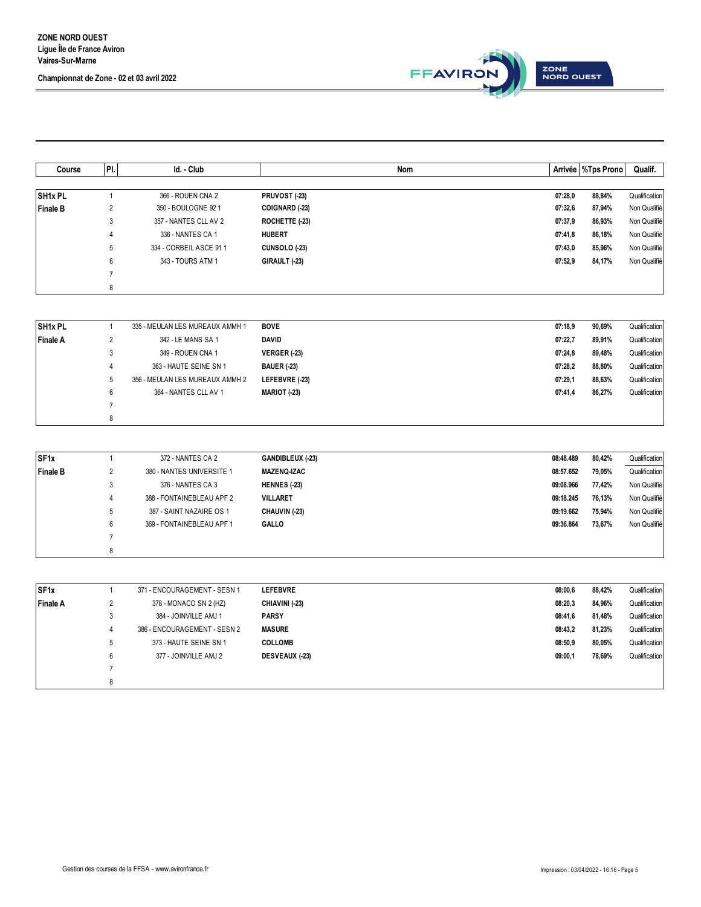**ZONE NORD OUEST**
**Ligue Île de France Aviron**
**Vaires-Sur-Marne**

**Championnat de Zone - 02 et 03 avril 2022**

| Course | Pl. | Id. - Club | Nom | Arrivée | %Tps Prono | Qualif. |
|---|---|---|---|---|---|---|
| **SH1x PL** | 1 | 366 - ROUEN CNA 2 | **PRUVOST (-23)** | **07:28,0** | **88,84%** | Qualification |
| **Finale B** | 2 | 350 - BOULOGNE 92 1 | **COIGNARD (-23)** | **07:32,6** | **87,94%** | Non Qualifié |
| | 3 | 357 - NANTES CLL AV 2 | **ROCHETTE (-23)** | **07:37,9** | **86,93%** | Non Qualifié |
| | 4 | 336 - NANTES CA 1 | **HUBERT** | **07:41,8** | **86,18%** | Non Qualifié |
| | 5 | 334 - CORBEIL ASCE 91 1 | **CUNSOLO (-23)** | **07:43,0** | **85,96%** | Non Qualifié |
| | 6 | 343 - TOURS ATM 1 | **GIRAULT (-23)** | **07:52,9** | **84,17%** | Non Qualifié |
| | 7 | | | | | |
| | 8 | | | | | |

| Course | Pl. | Id. - Club | Nom | Arrivée | %Tps Prono | Qualif. |
|---|---|---|---|---|---|---|
| **SH1x PL** | 1 | 335 - MEULAN LES MUREAUX AMMH 1 | **BOVE** | **07:18,9** | **90,69%** | Qualification |
| **Finale A** | 2 | 342 - LE MANS SA 1 | **DAVID** | **07:22,7** | **89,91%** | Qualification |
| | 3 | 349 - ROUEN CNA 1 | **VERGER (-23)** | **07:24,8** | **89,48%** | Qualification |
| | 4 | 363 - HAUTE SEINE SN 1 | **BAUER (-23)** | **07:28,2** | **88,80%** | Qualification |
| | 5 | 356 - MEULAN LES MUREAUX AMMH 2 | **LEFEBVRE (-23)** | **07:29,1** | **88,63%** | Qualification |
| | 6 | 364 - NANTES CLL AV 1 | **MARIOT (-23)** | **07:41,4** | **86,27%** | Qualification |
| | 7 | | | | | |
| | 8 | | | | | |

| Course | Pl. | Id. - Club | Nom | Arrivée | %Tps Prono | Qualif. |
|---|---|---|---|---|---|---|
| **SF1x** | 1 | 372 - NANTES CA 2 | **GANDIBLEUX (-23)** | **08:48.489** | **80,42%** | Qualification |
| **Finale B** | 2 | 380 - NANTES UNIVERSITE 1 | **MAZENQ-IZAC** | **08:57.652** | **79,05%** | Qualification |
| | 3 | 376 - NANTES CA 3 | **HENNES (-23)** | **09:08.966** | **77,42%** | Non Qualifié |
| | 4 | 388 - FONTAINEBLEAU APF 2 | **VILLARET** | **09:18.245** | **76,13%** | Non Qualifié |
| | 5 | 387 - SAINT NAZAIRE OS 1 | **CHAUVIN (-23)** | **09:19.662** | **75,94%** | Non Qualifié |
| | 6 | 369 - FONTAINEBLEAU APF 1 | **GALLO** | **09:36.864** | **73,67%** | Non Qualifié |
| | 7 | | | | | |
| | 8 | | | | | |

| Course | Pl. | Id. - Club | Nom | Arrivée | %Tps Prono | Qualif. |
|---|---|---|---|---|---|---|
| **SF1x** | 1 | 371 - ENCOURAGEMENT - SESN 1 | **LEFEBVRE** | **08:00,6** | **88,42%** | Qualification |
| **Finale A** | 2 | 378 - MONACO SN 2 (HZ) | **CHIAVINI (-23)** | **08:20,3** | **84,96%** | Qualification |
| | 3 | 384 - JOINVILLE AMJ 1 | **PARSY** | **08:41,6** | **81,48%** | Qualification |
| | 4 | 386 - ENCOURAGEMENT - SESN 2 | **MASURE** | **08:43,2** | **81,23%** | Qualification |
| | 5 | 373 - HAUTE SEINE SN 1 | **COLLOMB** | **08:50,9** | **80,05%** | Qualification |
| | 6 | 377 - JOINVILLE AMJ 2 | **DESVEAUX (-23)** | **09:00,1** | **78,69%** | Qualification |
| | 7 | | | | | |
| | 8 | | | | | |

Gestion des courses de la FFSA - www.avironfrance.fr

Impression : 03/04/2022 - 16:16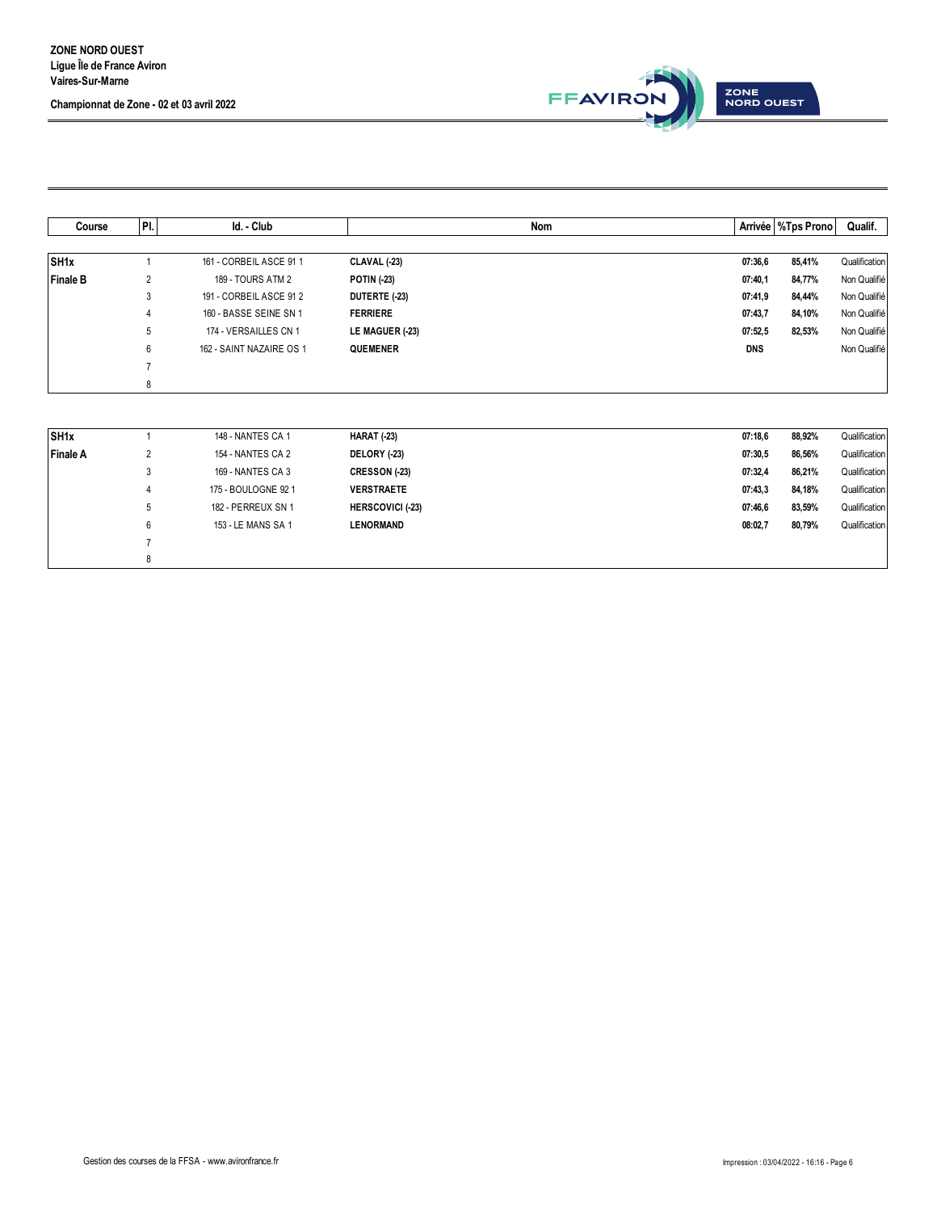**ZONE NORD OUEST**
**Ligue Île de France Aviron**
**Vaires-Sur-Marne**

**Championnat de Zone - 02 et 03 avril 2022**

| Course | Pl. | Id. - Club | Nom | Arrivée | %Tps Prono | Qualif. |
|---|---|---|---|---|---|---|
| **SH1x** | 1 | 161 - CORBEIL ASCE 91 1 | **CLAVAL (-23)** | **07:36,6** | **85,41%** | Qualification |
| **Finale B** | 2 | 189 - TOURS ATM 2 | **POTIN (-23)** | **07:40,1** | **84,77%** | Non Qualifié |
| | 3 | 191 - CORBEIL ASCE 91 2 | **DUTERTE (-23)** | **07:41,9** | **84,44%** | Non Qualifié |
| | 4 | 160 - BASSE SEINE SN 1 | **FERRIERE** | **07:43,7** | **84,10%** | Non Qualifié |
| | 5 | 174 - VERSAILLES CN 1 | **LE MAGUER (-23)** | **07:52,5** | **82,53%** | Non Qualifié |
| | 6 | 162 - SAINT NAZAIRE OS 1 | **QUEMENER** | **DNS** | | Non Qualifié |
| | 7 | | | | | |
| | 8 | | | | | |

| Course | Pl. | Id. - Club | Nom | Arrivée | %Tps Prono | Qualif. |
|---|---|---|---|---|---|---|
| **SH1x** | 1 | 148 - NANTES CA 1 | **HARAT (-23)** | **07:18,6** | **88,92%** | Qualification |
| **Finale A** | 2 | 154 - NANTES CA 2 | **DELORY (-23)** | **07:30,5** | **86,56%** | Qualification |
| | 3 | 169 - NANTES CA 3 | **CRESSON (-23)** | **07:32,4** | **86,21%** | Qualification |
| | 4 | 175 - BOULOGNE 92 1 | **VERSTRAETE** | **07:43,3** | **84,18%** | Qualification |
| | 5 | 182 - PERREUX SN 1 | **HERSCOVICI (-23)** | **07:46,6** | **83,59%** | Qualification |
| | 6 | 153 - LE MANS SA 1 | **LENORMAND** | **08:02,7** | **80,79%** | Qualification |
| | 7 | | | | | |
| | 8 | | | | | |

Gestion des courses de la FFSA - www.avironfrance.fr

Impression : 03/04/2022 - 16:16